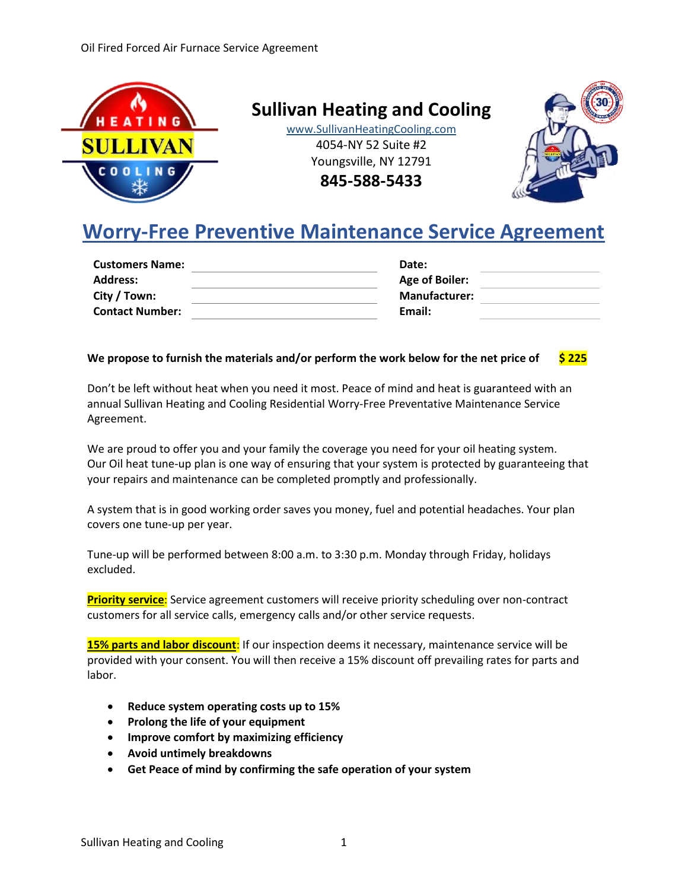## Sullivan Heating and Cooling

www.SullivanHeatingCooling.com
4054-NY 52 Suite #2
Youngsville, NY 12791
**845-588-5433**

# Worry-Free Preventive Maintenance Service Agreement

| | | | |
|---|---|---|---|
| **Customers Name:** | | **Date:** | |
| **Address:** | | **Age of Boiler:** | |
| **City / Town:** | | **Manufacturer:** | |
| **Contact Number:** | | **Email:** | |

**We propose to furnish the materials and/or perform the work below for the net price of $ 225**

Don't be left without heat when you need it most. Peace of mind and heat is guaranteed with an annual Sullivan Heating and Cooling Residential Worry-Free Preventative Maintenance Service Agreement.

We are proud to offer you and your family the coverage you need for your oil heating system. Our Oil heat tune-up plan is one way of ensuring that your system is protected by guaranteeing that your repairs and maintenance can be completed promptly and professionally.

A system that is in good working order saves you money, fuel and potential headaches. Your plan covers one tune-up per year.

Tune-up will be performed between 8:00 a.m. to 3:30 p.m. Monday through Friday, holidays excluded.

**Priority service**: Service agreement customers will receive priority scheduling over non-contract customers for all service calls, emergency calls and/or other service requests.

**15% parts and labor discount**: If our inspection deems it necessary, maintenance service will be provided with your consent. You will then receive a 15% discount off prevailing rates for parts and labor.

- **Reduce system operating costs up to 15%**
- **Prolong the life of your equipment**
- **Improve comfort by maximizing efficiency**
- **Avoid untimely breakdowns**
- **Get Peace of mind by confirming the safe operation of your system**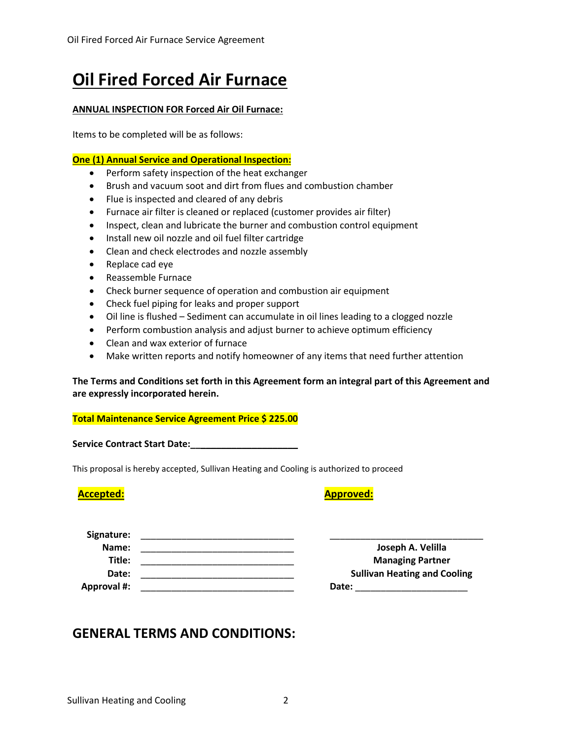# Oil Fired Forced Air Furnace

**ANNUAL INSPECTION FOR Forced Air Oil Furnace:**

Items to be completed will be as follows:

**One (1) Annual Service and Operational Inspection:**

- Perform safety inspection of the heat exchanger
- Brush and vacuum soot and dirt from flues and combustion chamber
- Flue is inspected and cleared of any debris
- Furnace air filter is cleaned or replaced (customer provides air filter)
- Inspect, clean and lubricate the burner and combustion control equipment
- Install new oil nozzle and oil fuel filter cartridge
- Clean and check electrodes and nozzle assembly
- Replace cad eye
- Reassemble Furnace
- Check burner sequence of operation and combustion air equipment
- Check fuel piping for leaks and proper support
- Oil line is flushed – Sediment can accumulate in oil lines leading to a clogged nozzle
- Perform combustion analysis and adjust burner to achieve optimum efficiency
- Clean and wax exterior of furnace
- Make written reports and notify homeowner of any items that need further attention

**The Terms and Conditions set forth in this Agreement form an integral part of this Agreement and are expressly incorporated herein.**

**Total Maintenance Service Agreement Price $ 225.00**

**Service Contract Start Date:_____________________**

This proposal is hereby accepted, Sullivan Heating and Cooling is authorized to proceed

| **Accepted:** | | **Approved:** |
|---|---|---|
| **Signature:** | ______________________________ | ______________________________ |
| **Name:** | ______________________________ | **Joseph A. Velilla** |
| **Title:** | ______________________________ | **Managing Partner** |
| **Date:** | ______________________________ | **Sullivan Heating and Cooling** |
| **Approval #:** | ______________________________ | **Date:** ______________________ |

## GENERAL TERMS AND CONDITIONS: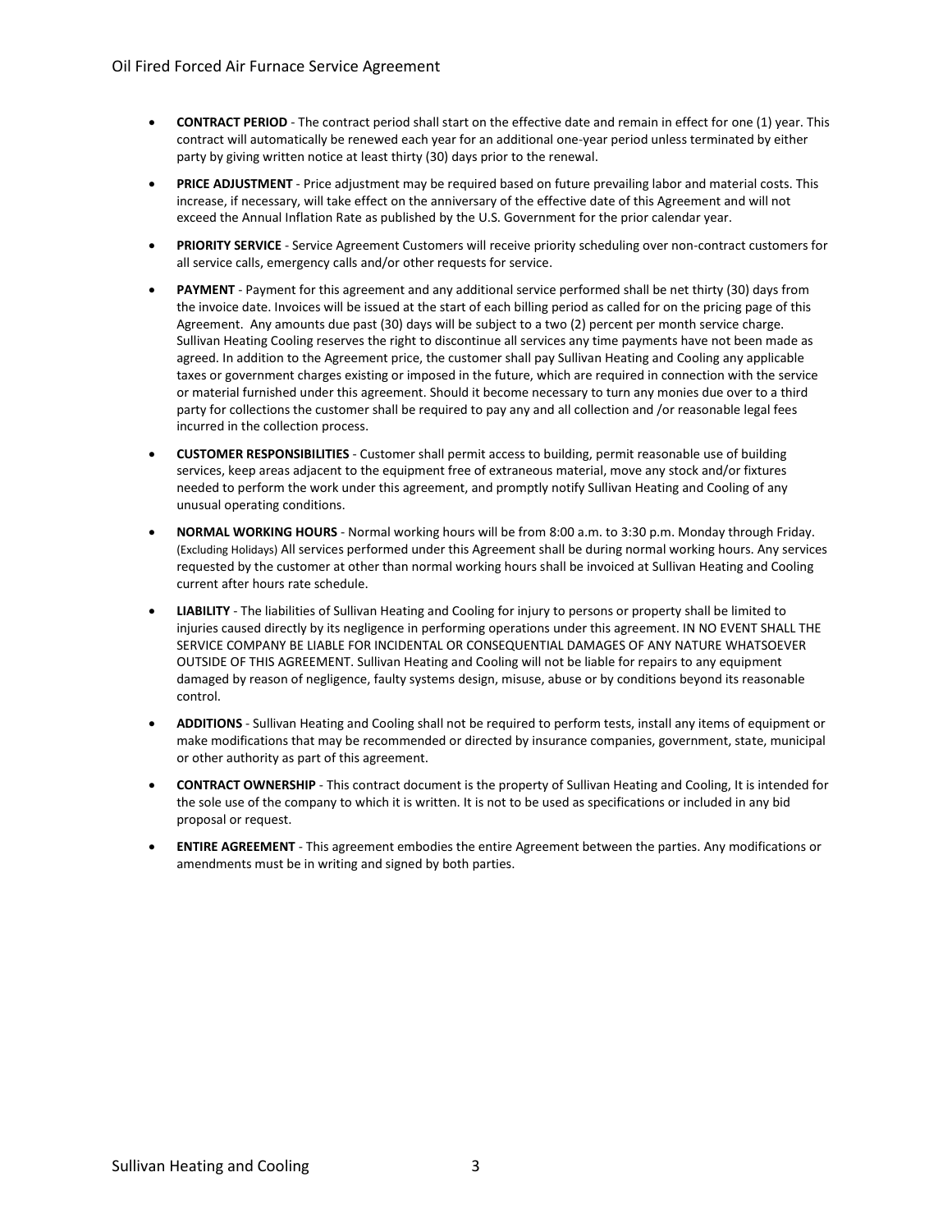- **CONTRACT PERIOD** - The contract period shall start on the effective date and remain in effect for one (1) year. This contract will automatically be renewed each year for an additional one-year period unless terminated by either party by giving written notice at least thirty (30) days prior to the renewal.

- **PRICE ADJUSTMENT** - Price adjustment may be required based on future prevailing labor and material costs. This increase, if necessary, will take effect on the anniversary of the effective date of this Agreement and will not exceed the Annual Inflation Rate as published by the U.S. Government for the prior calendar year.

- **PRIORITY SERVICE** - Service Agreement Customers will receive priority scheduling over non-contract customers for all service calls, emergency calls and/or other requests for service.

- **PAYMENT** - Payment for this agreement and any additional service performed shall be net thirty (30) days from the invoice date. Invoices will be issued at the start of each billing period as called for on the pricing page of this Agreement. Any amounts due past (30) days will be subject to a two (2) percent per month service charge. Sullivan Heating Cooling reserves the right to discontinue all services any time payments have not been made as agreed. In addition to the Agreement price, the customer shall pay Sullivan Heating and Cooling any applicable taxes or government charges existing or imposed in the future, which are required in connection with the service or material furnished under this agreement. Should it become necessary to turn any monies due over to a third party for collections the customer shall be required to pay any and all collection and /or reasonable legal fees incurred in the collection process.

- **CUSTOMER RESPONSIBILITIES** - Customer shall permit access to building, permit reasonable use of building services, keep areas adjacent to the equipment free of extraneous material, move any stock and/or fixtures needed to perform the work under this agreement, and promptly notify Sullivan Heating and Cooling of any unusual operating conditions.

- **NORMAL WORKING HOURS** - Normal working hours will be from 8:00 a.m. to 3:30 p.m. Monday through Friday. (Excluding Holidays) All services performed under this Agreement shall be during normal working hours. Any services requested by the customer at other than normal working hours shall be invoiced at Sullivan Heating and Cooling current after hours rate schedule.

- **LIABILITY** - The liabilities of Sullivan Heating and Cooling for injury to persons or property shall be limited to injuries caused directly by its negligence in performing operations under this agreement. IN NO EVENT SHALL THE SERVICE COMPANY BE LIABLE FOR INCIDENTAL OR CONSEQUENTIAL DAMAGES OF ANY NATURE WHATSOEVER OUTSIDE OF THIS AGREEMENT. Sullivan Heating and Cooling will not be liable for repairs to any equipment damaged by reason of negligence, faulty systems design, misuse, abuse or by conditions beyond its reasonable control.

- **ADDITIONS** - Sullivan Heating and Cooling shall not be required to perform tests, install any items of equipment or make modifications that may be recommended or directed by insurance companies, government, state, municipal or other authority as part of this agreement.

- **CONTRACT OWNERSHIP** - This contract document is the property of Sullivan Heating and Cooling, It is intended for the sole use of the company to which it is written. It is not to be used as specifications or included in any bid proposal or request.

- **ENTIRE AGREEMENT** - This agreement embodies the entire Agreement between the parties. Any modifications or amendments must be in writing and signed by both parties.